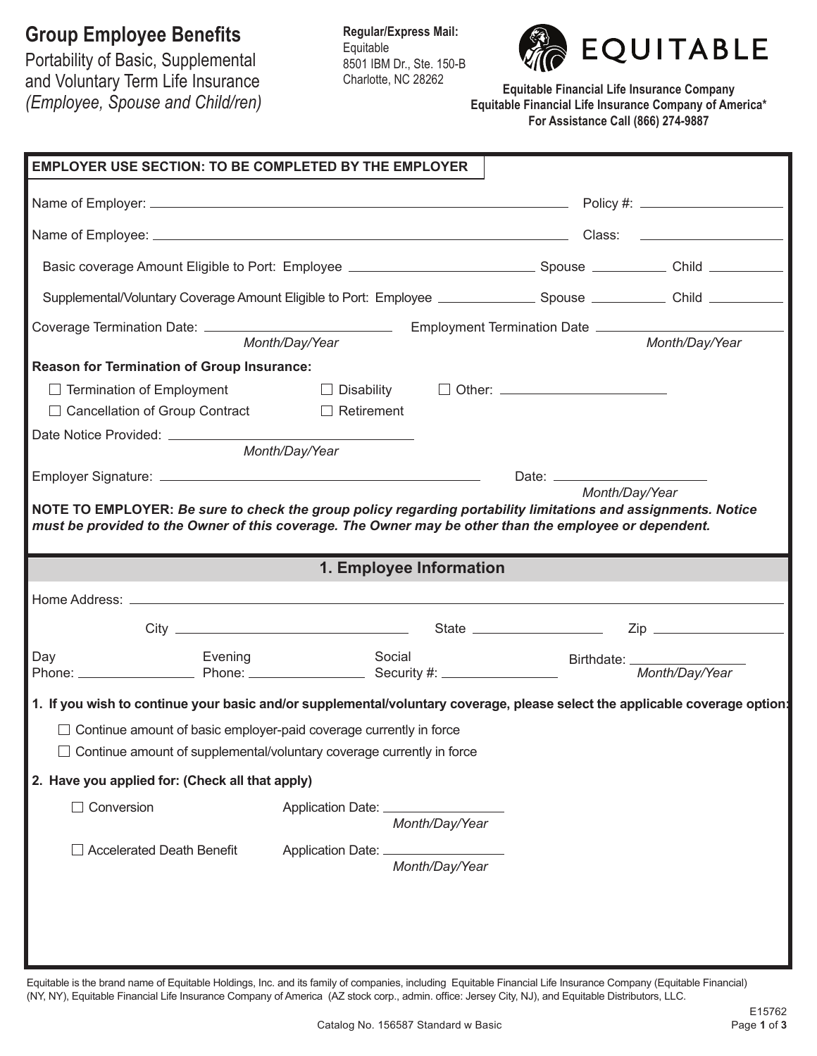# Group Employee Benefits

Portability of Basic, Supplemental and Voluntary Term Life Insurance *(Employee, Spouse and Child/ren)*

**Regular/Express Mail:**
Equitable
8501 IBM Dr., Ste. 150-B
Charlotte, NC 28262

EQUITABLE

**Equitable Financial Life Insurance Company**
**Equitable Financial Life Insurance Company of America***
**For Assistance Call (866) 274-9887**

## EMPLOYER USE SECTION: TO BE COMPLETED BY THE EMPLOYER

Name of Employer: ______________________________ Policy #: ______________

Name of Employee: ______________________________ Class: ______________

Basic coverage Amount Eligible to Port: Employee ______________ Spouse ________ Child ________

Supplemental/Voluntary Coverage Amount Eligible to Port: Employee ______________ Spouse ________ Child ________

Coverage Termination Date: ______________ *Month/Day/Year* Employment Termination Date ______________ *Month/Day/Year*

**Reason for Termination of Group Insurance:**

- ☐ Termination of Employment
- ☐ Disability
- ☐ Other: ______________
- ☐ Cancellation of Group Contract
- ☐ Retirement

Date Notice Provided: ______________ *Month/Day/Year*

Employer Signature: ______________________________ Date: ______________ *Month/Day/Year*

**NOTE TO EMPLOYER:** ***Be sure to check the group policy regarding portability limitations and assignments. Notice must be provided to the Owner of this coverage. The Owner may be other than the employee or dependent.***

## 1. Employee Information

Home Address: ____________________________________________

City ______________ State ______________ Zip ______________

Day Phone: ______________ Evening Phone: ______________ Social Security #: ______________ Birthdate: ______________ *Month/Day/Year*

**1. If you wish to continue your basic and/or supplemental/voluntary coverage, please select the applicable coverage option:**

- ☐ Continue amount of basic employer-paid coverage currently in force
- ☐ Continue amount of supplemental/voluntary coverage currently in force

**2. Have you applied for: (Check all that apply)**

- ☐ Conversion Application Date: ______________ *Month/Day/Year*
- ☐ Accelerated Death Benefit Application Date: ______________ *Month/Day/Year*

Equitable is the brand name of Equitable Holdings, Inc. and its family of companies, including Equitable Financial Life Insurance Company (Equitable Financial) (NY, NY), Equitable Financial Life Insurance Company of America (AZ stock corp., admin. office: Jersey City, NJ), and Equitable Distributors, LLC.

E15762

Catalog No. 156587 Standard w Basic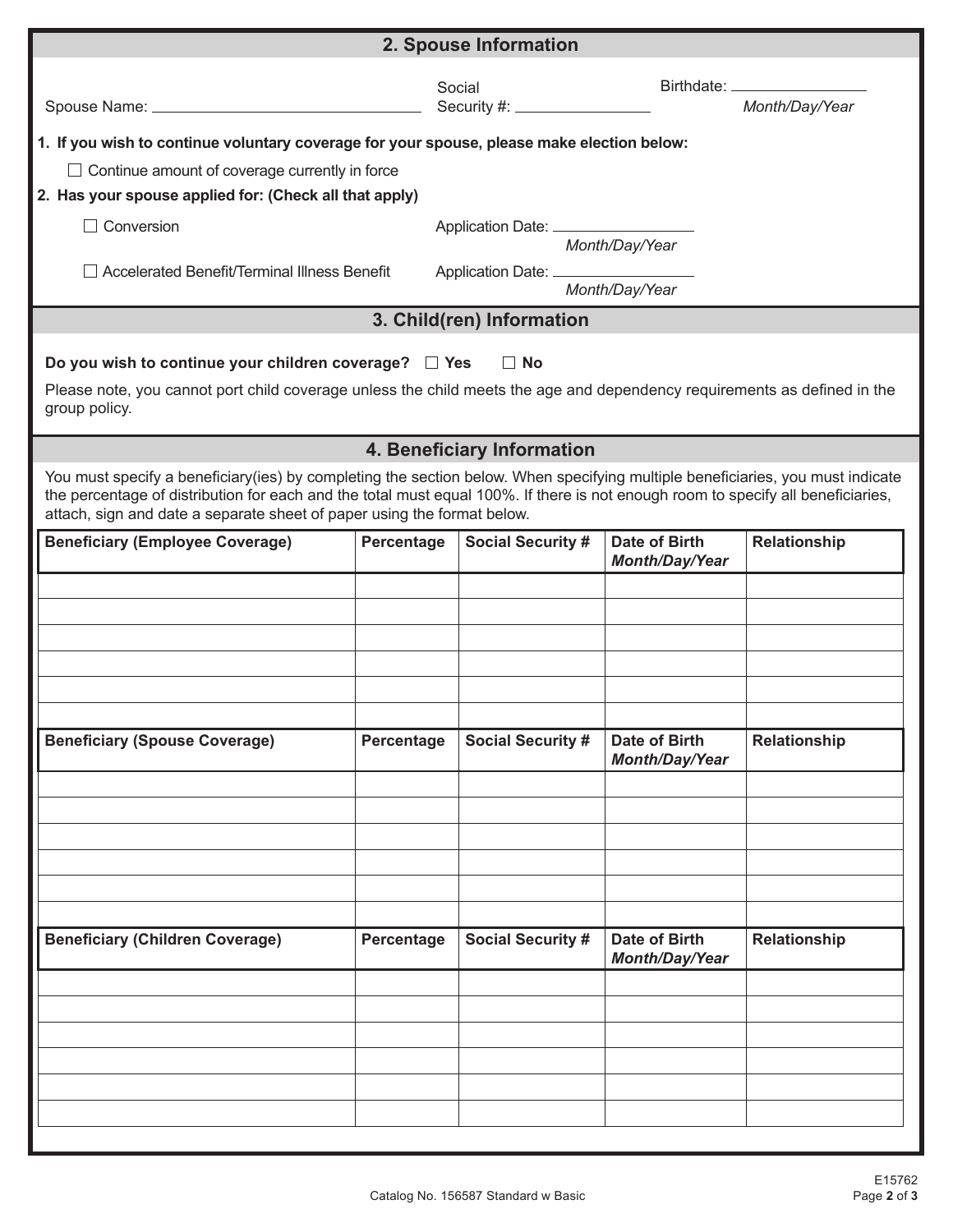## 2. Spouse Information

Spouse Name: ______________________ Social Security #: ______________ Birthdate: ______________ *Month/Day/Year*

**1. If you wish to continue voluntary coverage for your spouse, please make election below:**

☐ Continue amount of coverage currently in force

**2. Has your spouse applied for: (Check all that apply)**

☐ Conversion — Application Date: ______________ *Month/Day/Year*

☐ Accelerated Benefit/Terminal Illness Benefit — Application Date: ______________ *Month/Day/Year*

## 3. Child(ren) Information

**Do you wish to continue your children coverage?** ☐ **Yes** ☐ **No**

Please note, you cannot port child coverage unless the child meets the age and dependency requirements as defined in the group policy.

## 4. Beneficiary Information

You must specify a beneficiary(ies) by completing the section below. When specifying multiple beneficiaries, you must indicate the percentage of distribution for each and the total must equal 100%. If there is not enough room to specify all beneficiaries, attach, sign and date a separate sheet of paper using the format below.

| Beneficiary (Employee Coverage) | Percentage | Social Security # | Date of Birth *Month/Day/Year* | Relationship |
|---|---|---|---|---|
| | | | | |
| | | | | |
| | | | | |
| | | | | |
| | | | | |
| | | | | |

| Beneficiary (Spouse Coverage) | Percentage | Social Security # | Date of Birth *Month/Day/Year* | Relationship |
|---|---|---|---|---|
| | | | | |
| | | | | |
| | | | | |
| | | | | |
| | | | | |
| | | | | |

| Beneficiary (Children Coverage) | Percentage | Social Security # | Date of Birth *Month/Day/Year* | Relationship |
|---|---|---|---|---|
| | | | | |
| | | | | |
| | | | | |
| | | | | |
| | | | | |
| | | | | |

E15762

Catalog No. 156587 Standard w Basic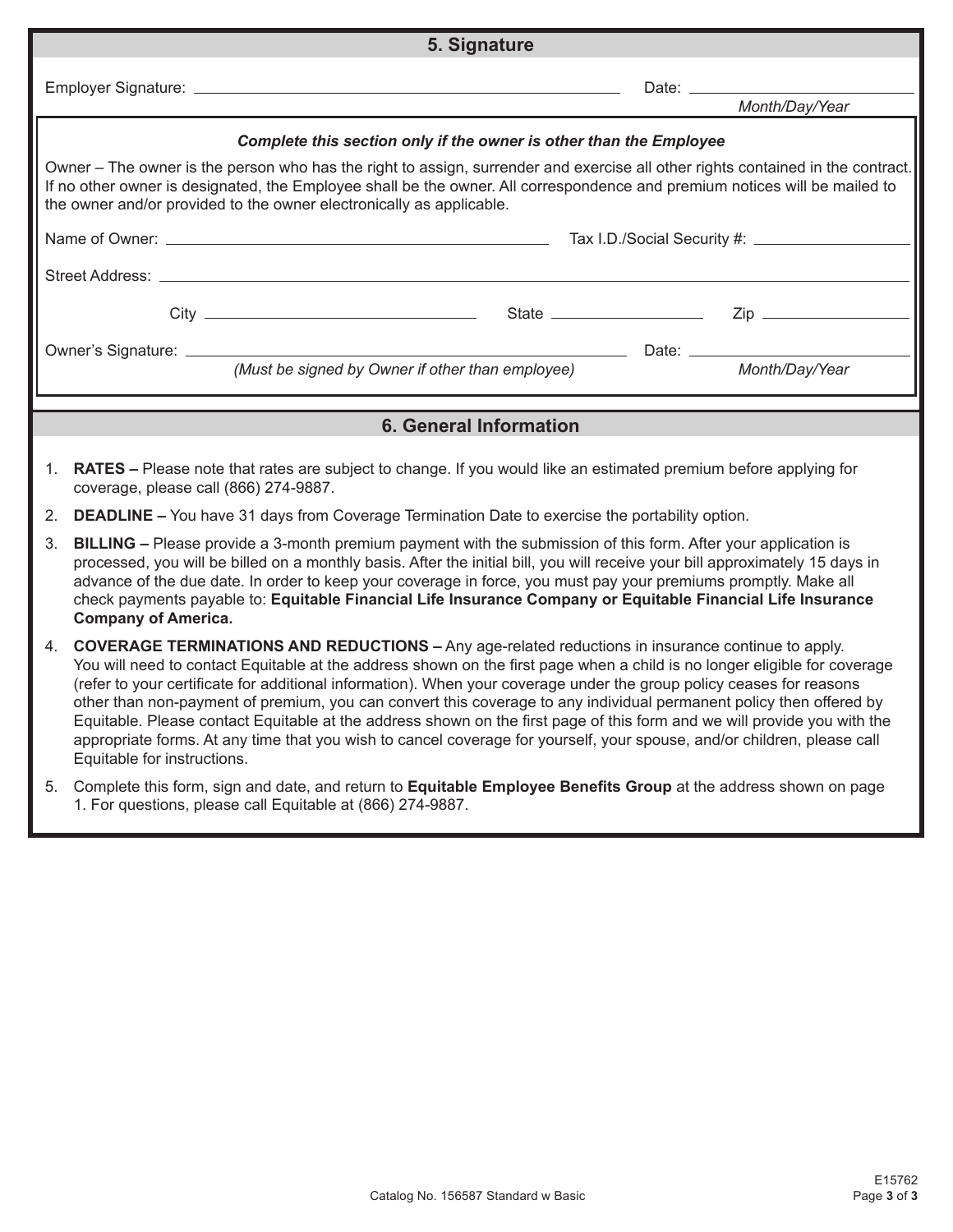## 5. Signature

Employer Signature: ______________________________ Date: ______________
*Month/Day/Year*

***Complete this section only if the owner is other than the Employee***

Owner – The owner is the person who has the right to assign, surrender and exercise all other rights contained in the contract. If no other owner is designated, the Employee shall be the owner. All correspondence and premium notices will be mailed to the owner and/or provided to the owner electronically as applicable.

Name of Owner: ______________________________ Tax I.D./Social Security #: ______________

Street Address: ______________________________________________

City ______________________ State ______________ Zip ______________

Owner's Signature: ______________________________ Date: ______________
*(Must be signed by Owner if other than employee)* *Month/Day/Year*

## 6. General Information

1. **RATES –** Please note that rates are subject to change. If you would like an estimated premium before applying for coverage, please call (866) 274-9887.
2. **DEADLINE –** You have 31 days from Coverage Termination Date to exercise the portability option.
3. **BILLING –** Please provide a 3-month premium payment with the submission of this form. After your application is processed, you will be billed on a monthly basis. After the initial bill, you will receive your bill approximately 15 days in advance of the due date. In order to keep your coverage in force, you must pay your premiums promptly. Make all check payments payable to: **Equitable Financial Life Insurance Company or Equitable Financial Life Insurance Company of America.**
4. **COVERAGE TERMINATIONS AND REDUCTIONS –** Any age-related reductions in insurance continue to apply. You will need to contact Equitable at the address shown on the first page when a child is no longer eligible for coverage (refer to your certificate for additional information). When your coverage under the group policy ceases for reasons other than non-payment of premium, you can convert this coverage to any individual permanent policy then offered by Equitable. Please contact Equitable at the address shown on the first page of this form and we will provide you with the appropriate forms. At any time that you wish to cancel coverage for yourself, your spouse, and/or children, please call Equitable for instructions.
5. Complete this form, sign and date, and return to **Equitable Employee Benefits Group** at the address shown on page 1. For questions, please call Equitable at (866) 274-9887.

E15762

Catalog No. 156587 Standard w Basic